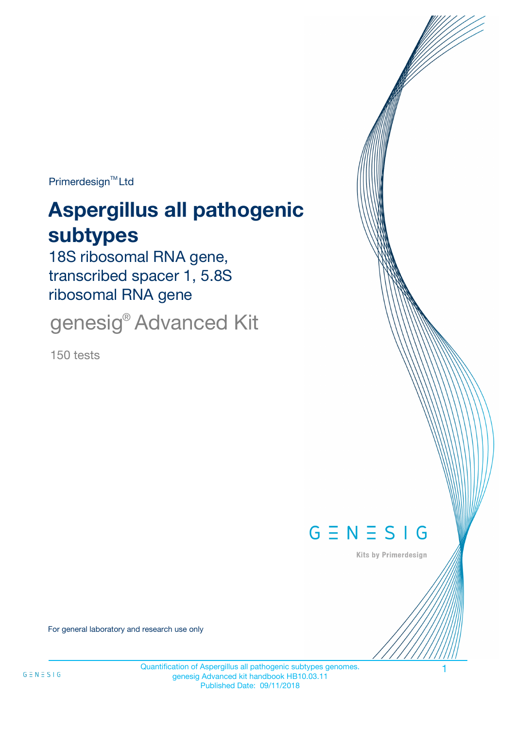Primerdesign™ Ltd

# Aspergillus all pathogenic subtypes

## 18S ribosomal RNA gene, transcribed spacer 1, 5.8S ribosomal RNA gene

## genesig® Advanced Kit

150 tests

GENESIG

Kits by Primerdesign

For general laboratory and research use only

Quantification of Aspergillus all pathogenic subtypes genomes.
genesig Advanced kit handbook HB10.03.11
Published Date: 09/11/2018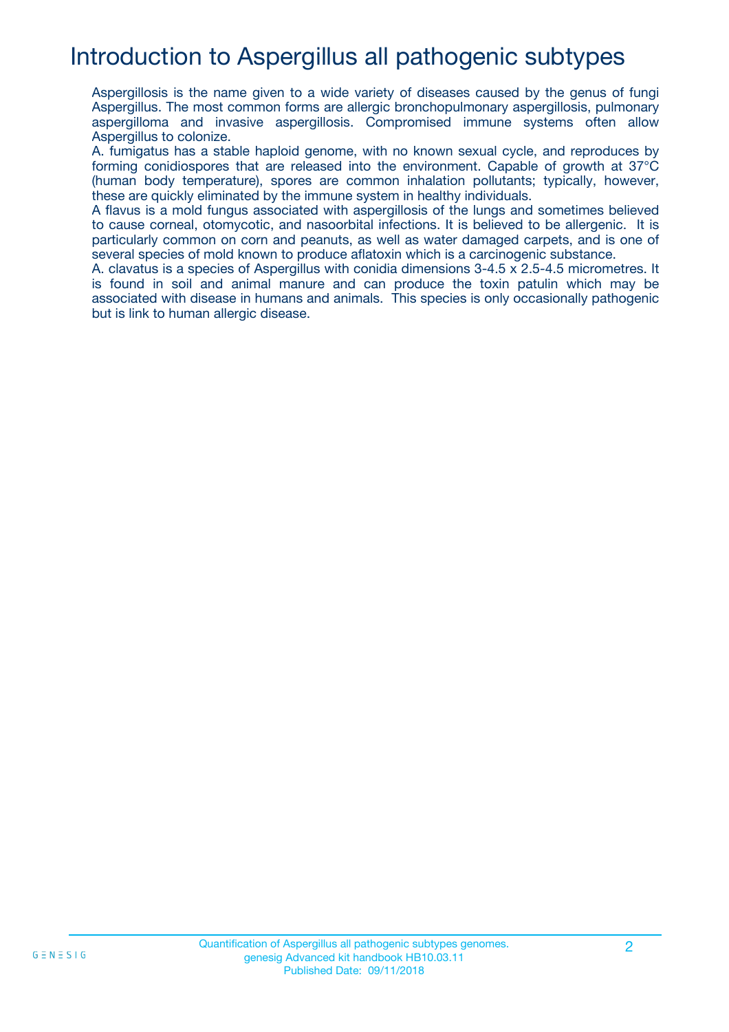# Introduction to Aspergillus all pathogenic subtypes

Aspergillosis is the name given to a wide variety of diseases caused by the genus of fungi Aspergillus. The most common forms are allergic bronchopulmonary aspergillosis, pulmonary aspergilloma and invasive aspergillosis. Compromised immune systems often allow Aspergillus to colonize.

A. fumigatus has a stable haploid genome, with no known sexual cycle, and reproduces by forming conidiospores that are released into the environment. Capable of growth at 37°C (human body temperature), spores are common inhalation pollutants; typically, however, these are quickly eliminated by the immune system in healthy individuals.

A flavus is a mold fungus associated with aspergillosis of the lungs and sometimes believed to cause corneal, otomycotic, and nasoorbital infections. It is believed to be allergenic. It is particularly common on corn and peanuts, as well as water damaged carpets, and is one of several species of mold known to produce aflatoxin which is a carcinogenic substance.

A. clavatus is a species of Aspergillus with conidia dimensions 3-4.5 x 2.5-4.5 micrometres. It is found in soil and animal manure and can produce the toxin patulin which may be associated with disease in humans and animals. This species is only occasionally pathogenic but is link to human allergic disease.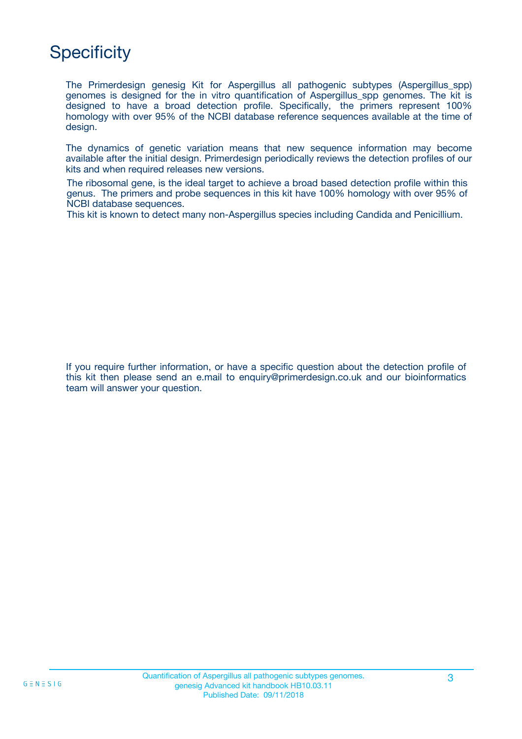# Specificity

The Primerdesign genesig Kit for Aspergillus all pathogenic subtypes (Aspergillus_spp) genomes is designed for the in vitro quantification of Aspergillus_spp genomes. The kit is designed to have a broad detection profile. Specifically, the primers represent 100% homology with over 95% of the NCBI database reference sequences available at the time of design.

The dynamics of genetic variation means that new sequence information may become available after the initial design. Primerdesign periodically reviews the detection profiles of our kits and when required releases new versions.

The ribosomal gene, is the ideal target to achieve a broad based detection profile within this genus. The primers and probe sequences in this kit have 100% homology with over 95% of NCBI database sequences.
This kit is known to detect many non-Aspergillus species including Candida and Penicillium.

If you require further information, or have a specific question about the detection profile of this kit then please send an e.mail to enquiry@primerdesign.co.uk and our bioinformatics team will answer your question.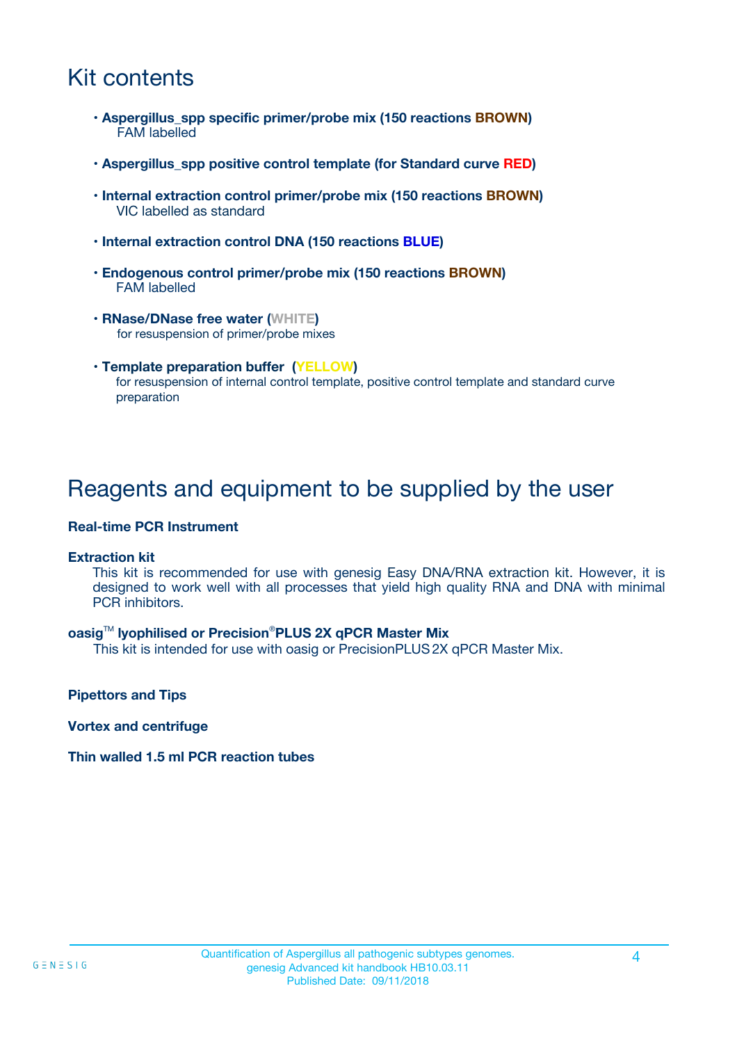# Kit contents

- **Aspergillus_spp specific primer/probe mix (150 reactions BROWN)**
  FAM labelled
- **Aspergillus_spp positive control template (for Standard curve RED)**
- **Internal extraction control primer/probe mix (150 reactions BROWN)**
  VIC labelled as standard
- **Internal extraction control DNA (150 reactions BLUE)**
- **Endogenous control primer/probe mix (150 reactions BROWN)**
  FAM labelled
- **RNase/DNase free water (WHITE)**
  for resuspension of primer/probe mixes
- **Template preparation buffer (YELLOW)**
  for resuspension of internal control template, positive control template and standard curve preparation

# Reagents and equipment to be supplied by the user

**Real-time PCR Instrument**

**Extraction kit**

This kit is recommended for use with genesig Easy DNA/RNA extraction kit. However, it is designed to work well with all processes that yield high quality RNA and DNA with minimal PCR inhibitors.

**oasig™ lyophilised or Precision®PLUS 2X qPCR Master Mix**

This kit is intended for use with oasig or PrecisionPLUS 2X qPCR Master Mix.

**Pipettors and Tips**

**Vortex and centrifuge**

**Thin walled 1.5 ml PCR reaction tubes**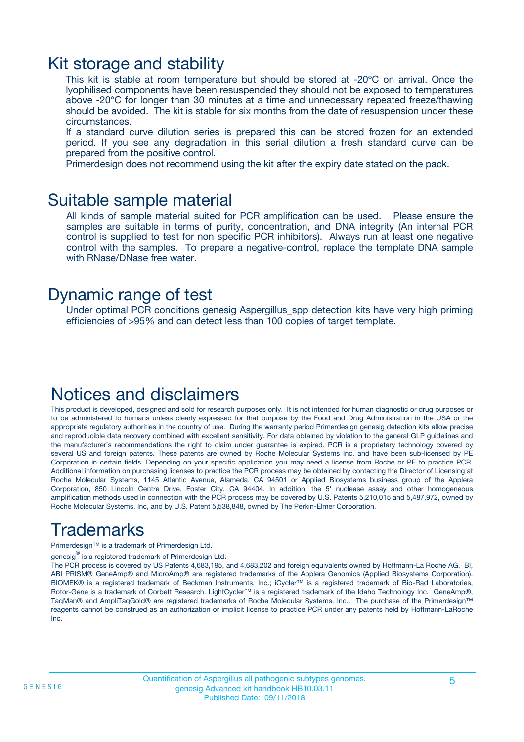# Kit storage and stability

This kit is stable at room temperature but should be stored at -20ºC on arrival. Once the lyophilised components have been resuspended they should not be exposed to temperatures above -20°C for longer than 30 minutes at a time and unnecessary repeated freeze/thawing should be avoided. The kit is stable for six months from the date of resuspension under these circumstances.

If a standard curve dilution series is prepared this can be stored frozen for an extended period. If you see any degradation in this serial dilution a fresh standard curve can be prepared from the positive control.

Primerdesign does not recommend using the kit after the expiry date stated on the pack.

# Suitable sample material

All kinds of sample material suited for PCR amplification can be used. Please ensure the samples are suitable in terms of purity, concentration, and DNA integrity (An internal PCR control is supplied to test for non specific PCR inhibitors). Always run at least one negative control with the samples. To prepare a negative-control, replace the template DNA sample with RNase/DNase free water.

# Dynamic range of test

Under optimal PCR conditions genesig Aspergillus_spp detection kits have very high priming efficiencies of >95% and can detect less than 100 copies of target template.

# Notices and disclaimers

This product is developed, designed and sold for research purposes only. It is not intended for human diagnostic or drug purposes or to be administered to humans unless clearly expressed for that purpose by the Food and Drug Administration in the USA or the appropriate regulatory authorities in the country of use. During the warranty period Primerdesign genesig detection kits allow precise and reproducible data recovery combined with excellent sensitivity. For data obtained by violation to the general GLP guidelines and the manufacturer's recommendations the right to claim under guarantee is expired. PCR is a proprietary technology covered by several US and foreign patents. These patents are owned by Roche Molecular Systems Inc. and have been sub-licensed by PE Corporation in certain fields. Depending on your specific application you may need a license from Roche or PE to practice PCR. Additional information on purchasing licenses to practice the PCR process may be obtained by contacting the Director of Licensing at Roche Molecular Systems, 1145 Atlantic Avenue, Alameda, CA 94501 or Applied Biosystems business group of the Applera Corporation, 850 Lincoln Centre Drive, Foster City, CA 94404. In addition, the 5' nuclease assay and other homogeneous amplification methods used in connection with the PCR process may be covered by U.S. Patents 5,210,015 and 5,487,972, owned by Roche Molecular Systems, Inc, and by U.S. Patent 5,538,848, owned by The Perkin-Elmer Corporation.

# Trademarks

Primerdesign™ is a trademark of Primerdesign Ltd.

genesig® is a registered trademark of Primerdesign Ltd.

The PCR process is covered by US Patents 4,683,195, and 4,683,202 and foreign equivalents owned by Hoffmann-La Roche AG. BI, ABI PRISM® GeneAmp® and MicroAmp® are registered trademarks of the Applera Genomics (Applied Biosystems Corporation). BIOMEK® is a registered trademark of Beckman Instruments, Inc.; iCycler™ is a registered trademark of Bio-Rad Laboratories, Rotor-Gene is a trademark of Corbett Research. LightCycler™ is a registered trademark of the Idaho Technology Inc. GeneAmp®, TaqMan® and AmpliTaqGold® are registered trademarks of Roche Molecular Systems, Inc., The purchase of the Primerdesign™ reagents cannot be construed as an authorization or implicit license to practice PCR under any patents held by Hoffmann-LaRoche Inc.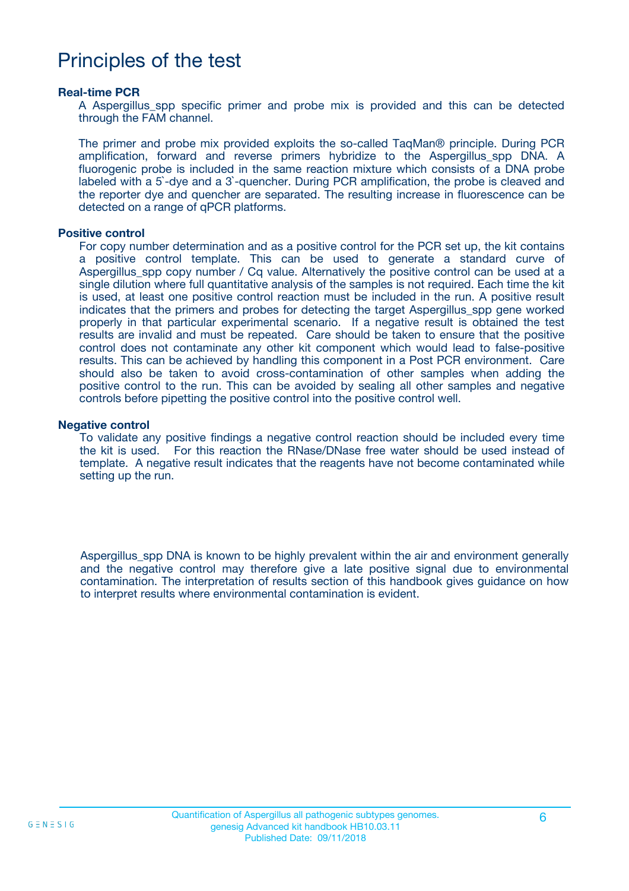# Principles of the test

### Real-time PCR

A Aspergillus_spp specific primer and probe mix is provided and this can be detected through the FAM channel.

The primer and probe mix provided exploits the so-called TaqMan® principle. During PCR amplification, forward and reverse primers hybridize to the Aspergillus_spp DNA. A fluorogenic probe is included in the same reaction mixture which consists of a DNA probe labeled with a 5`-dye and a 3`-quencher. During PCR amplification, the probe is cleaved and the reporter dye and quencher are separated. The resulting increase in fluorescence can be detected on a range of qPCR platforms.

### Positive control

For copy number determination and as a positive control for the PCR set up, the kit contains a positive control template. This can be used to generate a standard curve of Aspergillus_spp copy number / Cq value. Alternatively the positive control can be used at a single dilution where full quantitative analysis of the samples is not required. Each time the kit is used, at least one positive control reaction must be included in the run. A positive result indicates that the primers and probes for detecting the target Aspergillus_spp gene worked properly in that particular experimental scenario. If a negative result is obtained the test results are invalid and must be repeated. Care should be taken to ensure that the positive control does not contaminate any other kit component which would lead to false-positive results. This can be achieved by handling this component in a Post PCR environment. Care should also be taken to avoid cross-contamination of other samples when adding the positive control to the run. This can be avoided by sealing all other samples and negative controls before pipetting the positive control into the positive control well.

### Negative control

To validate any positive findings a negative control reaction should be included every time the kit is used. For this reaction the RNase/DNase free water should be used instead of template. A negative result indicates that the reagents have not become contaminated while setting up the run.

Aspergillus_spp DNA is known to be highly prevalent within the air and environment generally and the negative control may therefore give a late positive signal due to environmental contamination. The interpretation of results section of this handbook gives guidance on how to interpret results where environmental contamination is evident.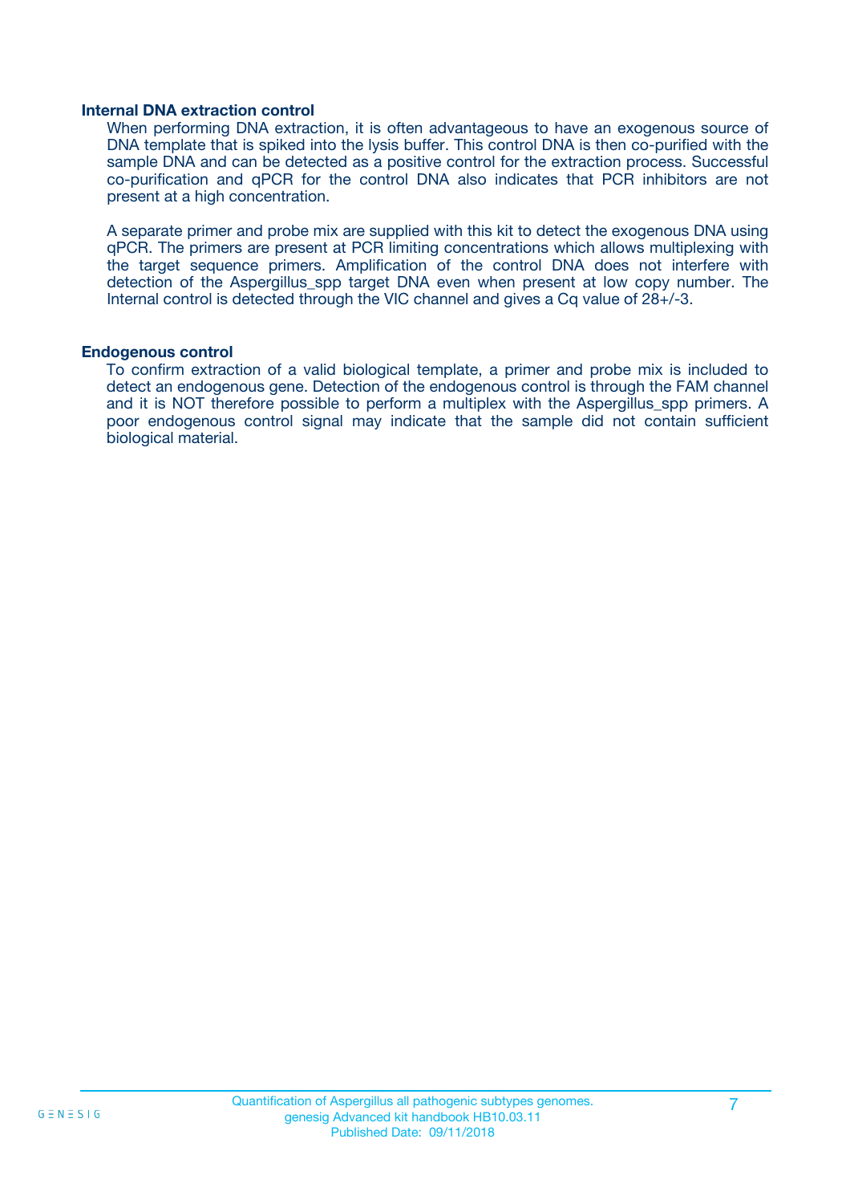### Internal DNA extraction control

When performing DNA extraction, it is often advantageous to have an exogenous source of DNA template that is spiked into the lysis buffer. This control DNA is then co-purified with the sample DNA and can be detected as a positive control for the extraction process. Successful co-purification and qPCR for the control DNA also indicates that PCR inhibitors are not present at a high concentration.

A separate primer and probe mix are supplied with this kit to detect the exogenous DNA using qPCR. The primers are present at PCR limiting concentrations which allows multiplexing with the target sequence primers. Amplification of the control DNA does not interfere with detection of the Aspergillus_spp target DNA even when present at low copy number. The Internal control is detected through the VIC channel and gives a Cq value of 28+/-3.

### Endogenous control

To confirm extraction of a valid biological template, a primer and probe mix is included to detect an endogenous gene. Detection of the endogenous control is through the FAM channel and it is NOT therefore possible to perform a multiplex with the Aspergillus_spp primers. A poor endogenous control signal may indicate that the sample did not contain sufficient biological material.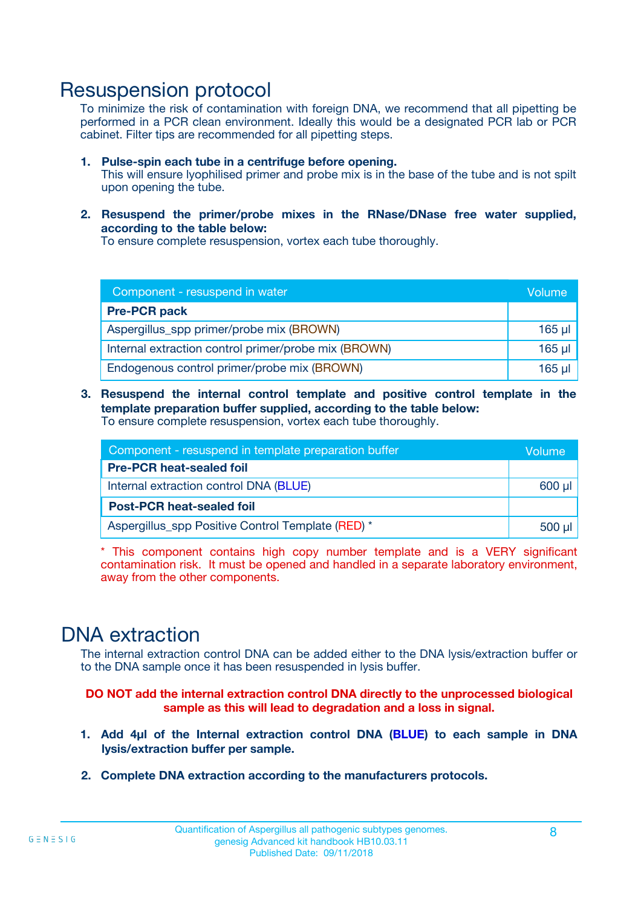# Resuspension protocol

To minimize the risk of contamination with foreign DNA, we recommend that all pipetting be performed in a PCR clean environment. Ideally this would be a designated PCR lab or PCR cabinet. Filter tips are recommended for all pipetting steps.

1. **Pulse-spin each tube in a centrifuge before opening.**
   This will ensure lyophilised primer and probe mix is in the base of the tube and is not spilt upon opening the tube.

2. **Resuspend the primer/probe mixes in the RNase/DNase free water supplied, according to the table below:**
   To ensure complete resuspension, vortex each tube thoroughly.

| Component - resuspend in water | Volume |
|---|---|
| **Pre-PCR pack** | |
| Aspergillus_spp primer/probe mix (BROWN) | 165 µl |
| Internal extraction control primer/probe mix (BROWN) | 165 µl |
| Endogenous control primer/probe mix (BROWN) | 165 µl |

3. **Resuspend the internal control template and positive control template in the template preparation buffer supplied, according to the table below:**
   To ensure complete resuspension, vortex each tube thoroughly.

| Component - resuspend in template preparation buffer | Volume |
|---|---|
| **Pre-PCR heat-sealed foil** | |
| Internal extraction control DNA (BLUE) | 600 µl |
| **Post-PCR heat-sealed foil** | |
| Aspergillus_spp Positive Control Template (RED) * | 500 µl |

* This component contains high copy number template and is a VERY significant contamination risk. It must be opened and handled in a separate laboratory environment, away from the other components.

# DNA extraction

The internal extraction control DNA can be added either to the DNA lysis/extraction buffer or to the DNA sample once it has been resuspended in lysis buffer.

**DO NOT add the internal extraction control DNA directly to the unprocessed biological sample as this will lead to degradation and a loss in signal.**

1. **Add 4µl of the Internal extraction control DNA (BLUE) to each sample in DNA lysis/extraction buffer per sample.**

2. **Complete DNA extraction according to the manufacturers protocols.**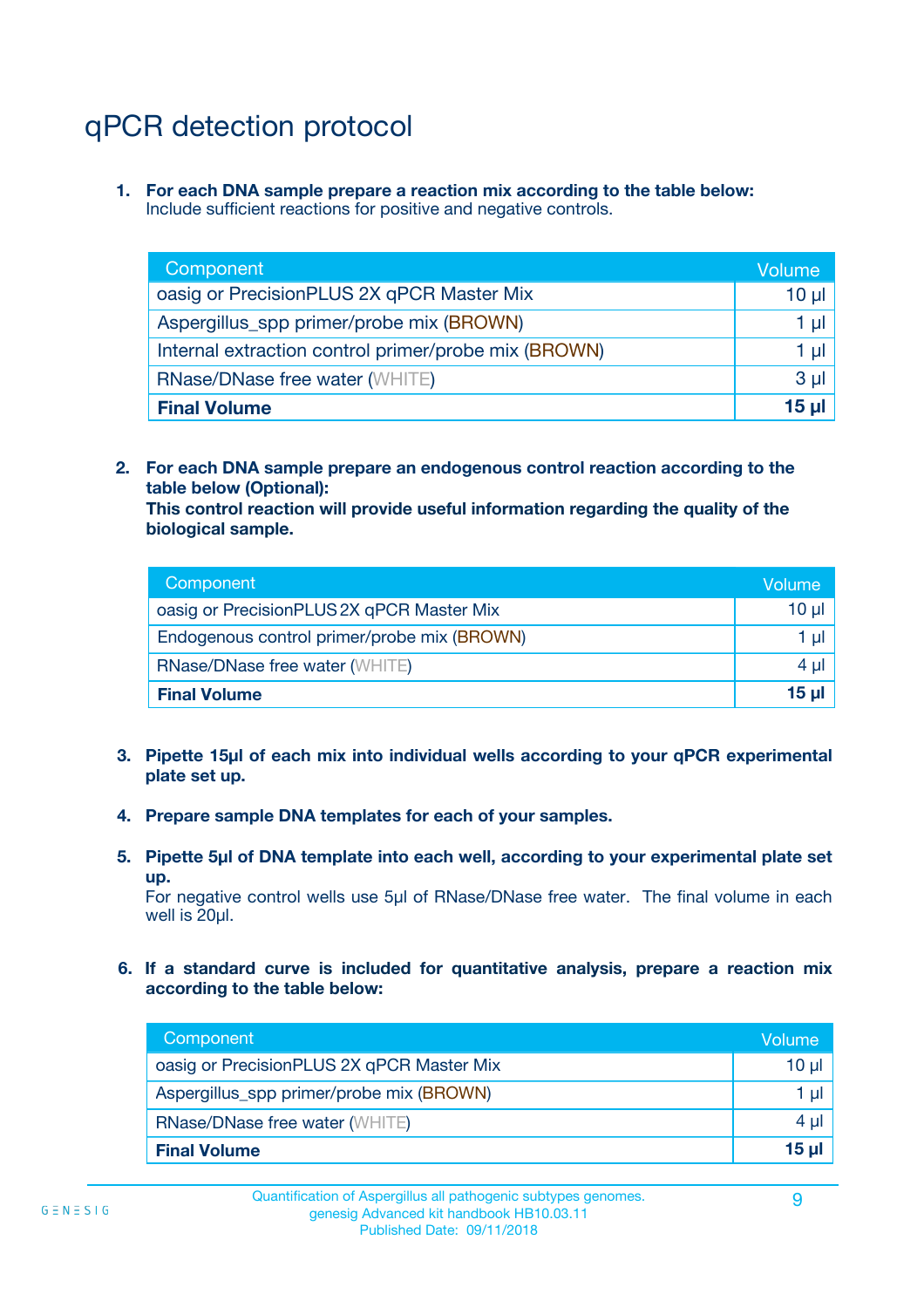# qPCR detection protocol

1. **For each DNA sample prepare a reaction mix according to the table below:**
   Include sufficient reactions for positive and negative controls.

| Component | Volume |
|---|---|
| oasig or PrecisionPLUS 2X qPCR Master Mix | 10 µl |
| Aspergillus_spp primer/probe mix (BROWN) | 1 µl |
| Internal extraction control primer/probe mix (BROWN) | 1 µl |
| RNase/DNase free water (WHITE) | 3 µl |
| **Final Volume** | **15 µl** |

2. **For each DNA sample prepare an endogenous control reaction according to the table below (Optional):**
   **This control reaction will provide useful information regarding the quality of the biological sample.**

| Component | Volume |
|---|---|
| oasig or PrecisionPLUS 2X qPCR Master Mix | 10 µl |
| Endogenous control primer/probe mix (BROWN) | 1 µl |
| RNase/DNase free water (WHITE) | 4 µl |
| **Final Volume** | **15 µl** |

3. **Pipette 15µl of each mix into individual wells according to your qPCR experimental plate set up.**

4. **Prepare sample DNA templates for each of your samples.**

5. **Pipette 5µl of DNA template into each well, according to your experimental plate set up.**
   For negative control wells use 5µl of RNase/DNase free water. The final volume in each well is 20µl.

6. **If a standard curve is included for quantitative analysis, prepare a reaction mix according to the table below:**

| Component | Volume |
|---|---|
| oasig or PrecisionPLUS 2X qPCR Master Mix | 10 µl |
| Aspergillus_spp primer/probe mix (BROWN) | 1 µl |
| RNase/DNase free water (WHITE) | 4 µl |
| **Final Volume** | **15 µl** |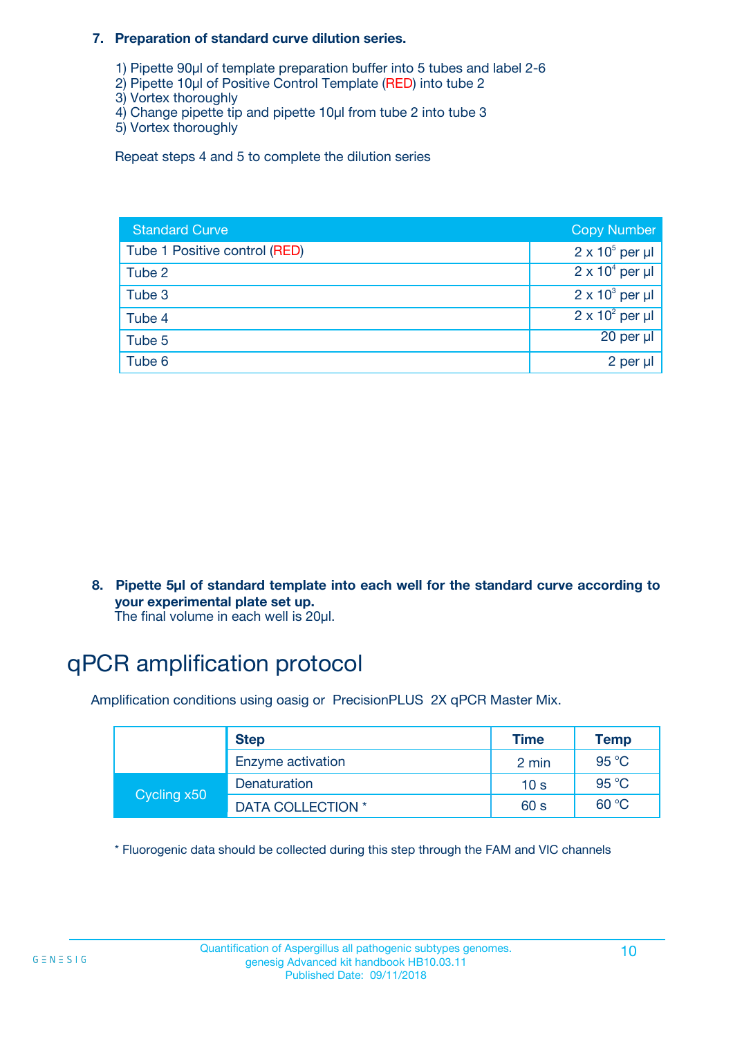**7. Preparation of standard curve dilution series.**

1) Pipette 90µl of template preparation buffer into 5 tubes and label 2-6
2) Pipette 10µl of Positive Control Template (RED) into tube 2
3) Vortex thoroughly
4) Change pipette tip and pipette 10µl from tube 2 into tube 3
5) Vortex thoroughly

Repeat steps 4 and 5 to complete the dilution series

| Standard Curve | Copy Number |
|---|---|
| Tube 1 Positive control (RED) | $2 \times 10^5$ per µl |
| Tube 2 | $2 \times 10^4$ per µl |
| Tube 3 | $2 \times 10^3$ per µl |
| Tube 4 | $2 \times 10^2$ per µl |
| Tube 5 | 20 per µl |
| Tube 6 | 2 per µl |

**8. Pipette 5µl of standard template into each well for the standard curve according to your experimental plate set up.**
The final volume in each well is 20µl.

# qPCR amplification protocol

Amplification conditions using oasig or PrecisionPLUS 2X qPCR Master Mix.

| | Step | Time | Temp |
|---|---|---|---|
| | Enzyme activation | 2 min | 95 °C |
| Cycling x50 | Denaturation | 10 s | 95 °C |
| | DATA COLLECTION * | 60 s | 60 °C |

* Fluorogenic data should be collected during this step through the FAM and VIC channels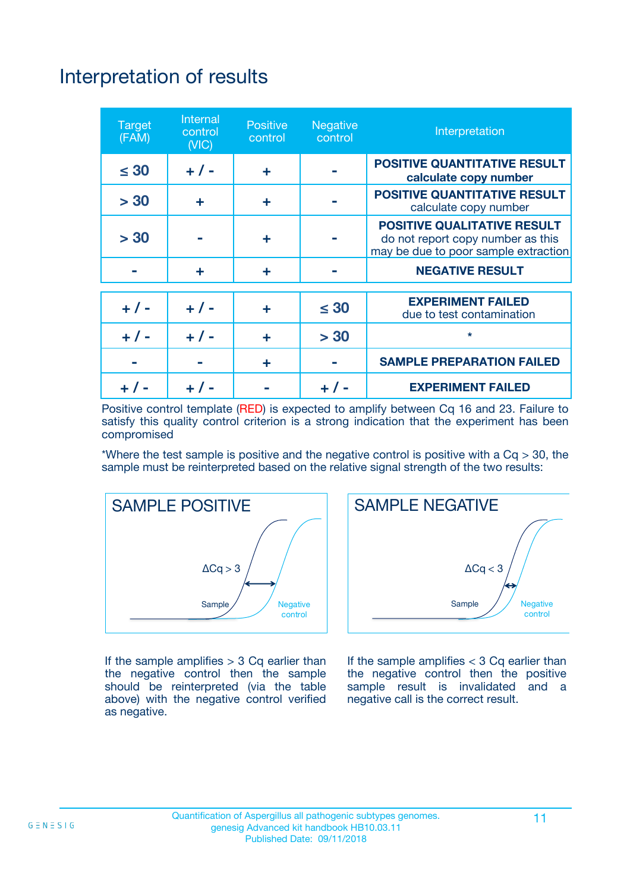# Interpretation of results

| Target (FAM) | Internal control (VIC) | Positive control | Negative control | Interpretation |
|---|---|---|---|---|
| ≤ 30 | + / - | + | - | **POSITIVE QUANTITATIVE RESULT** **calculate copy number** |
| > 30 | + | + | - | **POSITIVE QUANTITATIVE RESULT** calculate copy number |
| > 30 | - | + | - | **POSITIVE QUALITATIVE RESULT** do not report copy number as this may be due to poor sample extraction |
| - | + | + | - | **NEGATIVE RESULT** |
| + / - | + / - | + | ≤ 30 | **EXPERIMENT FAILED** due to test contamination |
| + / - | + / - | + | > 30 | * |
| - | - | + | - | **SAMPLE PREPARATION FAILED** |
| + / - | + / - | - | + / - | **EXPERIMENT FAILED** |

Positive control template (RED) is expected to amplify between Cq 16 and 23. Failure to satisfy this quality control criterion is a strong indication that the experiment has been compromised

*Where the test sample is positive and the negative control is positive with a Cq > 30, the sample must be reinterpreted based on the relative signal strength of the two results:

SAMPLE POSITIVE

ΔCq > 3

Sample

Negative control

SAMPLE NEGATIVE

ΔCq < 3

Sample

Negative control

If the sample amplifies > 3 Cq earlier than the negative control then the sample should be reinterpreted (via the table above) with the negative control verified as negative.

If the sample amplifies < 3 Cq earlier than the negative control then the positive sample result is invalidated and a negative call is the correct result.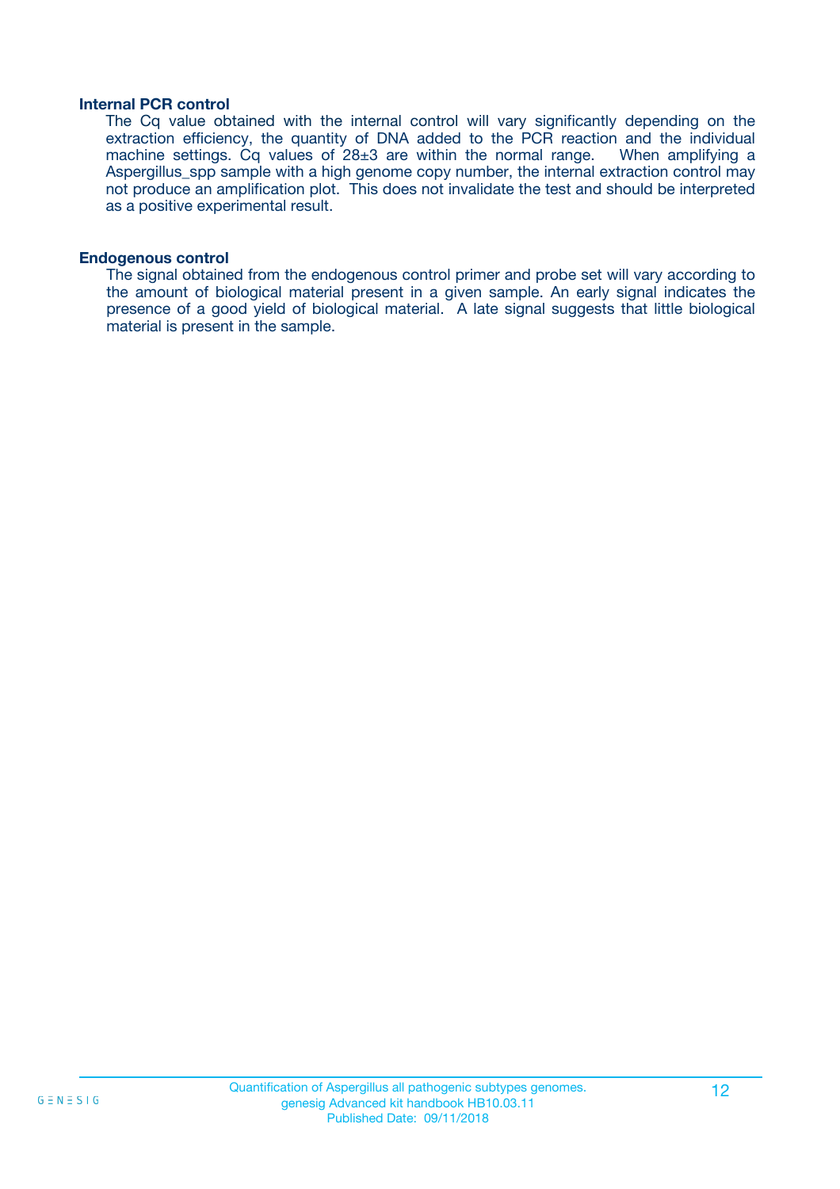### Internal PCR control

The Cq value obtained with the internal control will vary significantly depending on the extraction efficiency, the quantity of DNA added to the PCR reaction and the individual machine settings. Cq values of 28±3 are within the normal range. When amplifying a Aspergillus_spp sample with a high genome copy number, the internal extraction control may not produce an amplification plot. This does not invalidate the test and should be interpreted as a positive experimental result.

### Endogenous control

The signal obtained from the endogenous control primer and probe set will vary according to the amount of biological material present in a given sample. An early signal indicates the presence of a good yield of biological material. A late signal suggests that little biological material is present in the sample.